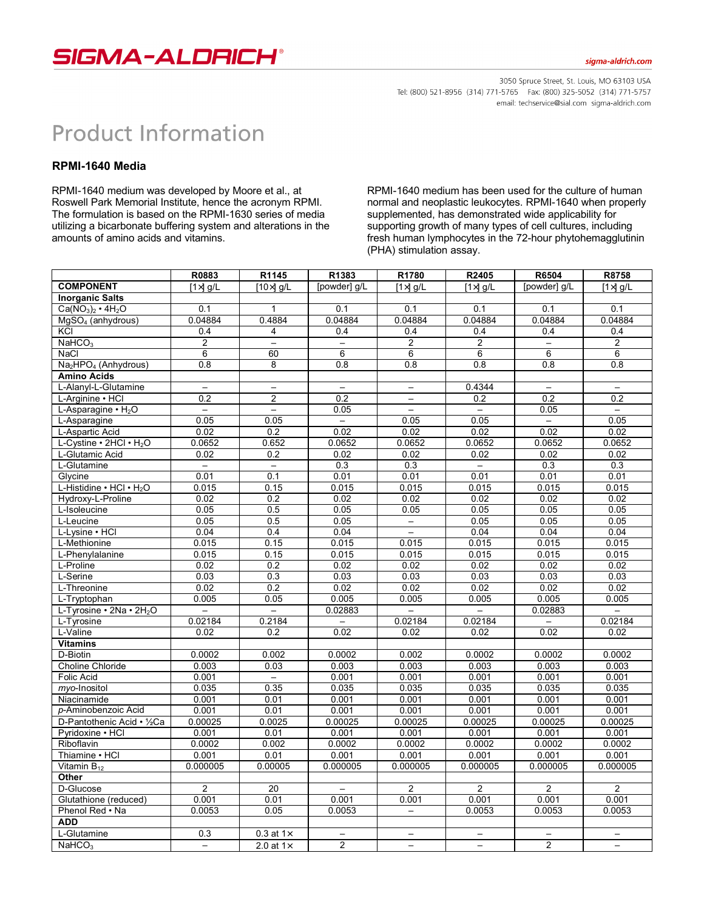# Product Information

## RPMI-1640 Media

RPMI-1640 medium was developed by Moore et al., at Roswell Park Memorial Institute, hence the acronym RPMI. The formulation is based on the RPMI-1630 series of media utilizing a bicarbonate buffering system and alterations in the amounts of amino acids and vitamins.

RPMI-1640 medium has been used for the culture of human normal and neoplastic leukocytes. RPMI-1640 when properly supplemented, has demonstrated wide applicability for supporting growth of many types of cell cultures, including fresh human lymphocytes in the 72-hour phytohemagglutinin (PHA) stimulation assay.

| | R0883 | R1145 | R1383 | R1780 | R2405 | R6504 | R8758 |
|---|---|---|---|---|---|---|---|
| **COMPONENT** | [1×] g/L | [10×] g/L | [powder] g/L | [1×] g/L | [1×] g/L | [powder] g/L | [1×] g/L |
| **Inorganic Salts** | | | | | | | |
| $Ca(NO_3)_2 \cdot 4H_2O$ | 0.1 | 1 | 0.1 | 0.1 | 0.1 | 0.1 | 0.1 |
| $MgSO_4$ (anhydrous) | 0.04884 | 0.4884 | 0.04884 | 0.04884 | 0.04884 | 0.04884 | 0.04884 |
| KCl | 0.4 | 4 | 0.4 | 0.4 | 0.4 | 0.4 | 0.4 |
| $NaHCO_3$ | 2 | – | – | 2 | 2 | – | 2 |
| NaCl | 6 | 60 | 6 | 6 | 6 | 6 | 6 |
| $Na_2HPO_4$ (Anhydrous) | 0.8 | 8 | 0.8 | 0.8 | 0.8 | 0.8 | 0.8 |
| **Amino Acids** | | | | | | | |
| L-Alanyl-L-Glutamine | – | – | – | – | 0.4344 | – | – |
| L-Arginine • HCl | 0.2 | 2 | 0.2 | – | 0.2 | 0.2 | 0.2 |
| L-Asparagine • $H_2O$ | – | – | 0.05 | – | – | 0.05 | – |
| L-Asparagine | 0.05 | 0.05 | – | 0.05 | 0.05 | – | 0.05 |
| L-Aspartic Acid | 0.02 | 0.2 | 0.02 | 0.02 | 0.02 | 0.02 | 0.02 |
| L-Cystine • 2HCl • $H_2O$ | 0.0652 | 0.652 | 0.0652 | 0.0652 | 0.0652 | 0.0652 | 0.0652 |
| L-Glutamic Acid | 0.02 | 0.2 | 0.02 | 0.02 | 0.02 | 0.02 | 0.02 |
| L-Glutamine | – | – | 0.3 | 0.3 | – | 0.3 | 0.3 |
| Glycine | 0.01 | 0.1 | 0.01 | 0.01 | 0.01 | 0.01 | 0.01 |
| L-Histidine • HCl • $H_2O$ | 0.015 | 0.15 | 0.015 | 0.015 | 0.015 | 0.015 | 0.015 |
| Hydroxy-L-Proline | 0.02 | 0.2 | 0.02 | 0.02 | 0.02 | 0.02 | 0.02 |
| L-Isoleucine | 0.05 | 0.5 | 0.05 | 0.05 | 0.05 | 0.05 | 0.05 |
| L-Leucine | 0.05 | 0.5 | 0.05 | – | 0.05 | 0.05 | 0.05 |
| L-Lysine • HCl | 0.04 | 0.4 | 0.04 | – | 0.04 | 0.04 | 0.04 |
| L-Methionine | 0.015 | 0.15 | 0.015 | 0.015 | 0.015 | 0.015 | 0.015 |
| L-Phenylalanine | 0.015 | 0.15 | 0.015 | 0.015 | 0.015 | 0.015 | 0.015 |
| L-Proline | 0.02 | 0.2 | 0.02 | 0.02 | 0.02 | 0.02 | 0.02 |
| L-Serine | 0.03 | 0.3 | 0.03 | 0.03 | 0.03 | 0.03 | 0.03 |
| L-Threonine | 0.02 | 0.2 | 0.02 | 0.02 | 0.02 | 0.02 | 0.02 |
| L-Tryptophan | 0.005 | 0.05 | 0.005 | 0.005 | 0.005 | 0.005 | 0.005 |
| L-Tyrosine • 2Na • $2H_2O$ | – | – | 0.02883 | – | – | 0.02883 | – |
| L-Tyrosine | 0.02184 | 0.2184 | – | 0.02184 | 0.02184 | – | 0.02184 |
| L-Valine | 0.02 | 0.2 | 0.02 | 0.02 | 0.02 | 0.02 | 0.02 |
| **Vitamins** | | | | | | | |
| D-Biotin | 0.0002 | 0.002 | 0.0002 | 0.002 | 0.0002 | 0.0002 | 0.0002 |
| Choline Chloride | 0.003 | 0.03 | 0.003 | 0.003 | 0.003 | 0.003 | 0.003 |
| Folic Acid | 0.001 | – | 0.001 | 0.001 | 0.001 | 0.001 | 0.001 |
| *myo*-Inositol | 0.035 | 0.35 | 0.035 | 0.035 | 0.035 | 0.035 | 0.035 |
| Niacinamide | 0.001 | 0.01 | 0.001 | 0.001 | 0.001 | 0.001 | 0.001 |
| *p*-Aminobenzoic Acid | 0.001 | 0.01 | 0.001 | 0.001 | 0.001 | 0.001 | 0.001 |
| D-Pantothenic Acid • ½Ca | 0.00025 | 0.0025 | 0.00025 | 0.00025 | 0.00025 | 0.00025 | 0.00025 |
| Pyridoxine • HCl | 0.001 | 0.01 | 0.001 | 0.001 | 0.001 | 0.001 | 0.001 |
| Riboflavin | 0.0002 | 0.002 | 0.0002 | 0.0002 | 0.0002 | 0.0002 | 0.0002 |
| Thiamine • HCl | 0.001 | 0.01 | 0.001 | 0.001 | 0.001 | 0.001 | 0.001 |
| Vitamin $B_{12}$ | 0.000005 | 0.00005 | 0.000005 | 0.000005 | 0.000005 | 0.000005 | 0.000005 |
| **Other** | | | | | | | |
| D-Glucose | 2 | 20 | – | 2 | 2 | 2 | 2 |
| Glutathione (reduced) | 0.001 | 0.01 | 0.001 | 0.001 | 0.001 | 0.001 | 0.001 |
| Phenol Red • Na | 0.0053 | 0.05 | 0.0053 | – | 0.0053 | 0.0053 | 0.0053 |
| **ADD** | | | | | | | |
| L-Glutamine | 0.3 | 0.3 at 1× | – | – | – | – | – |
| $NaHCO_3$ | – | 2.0 at 1× | 2 | – | – | 2 | – |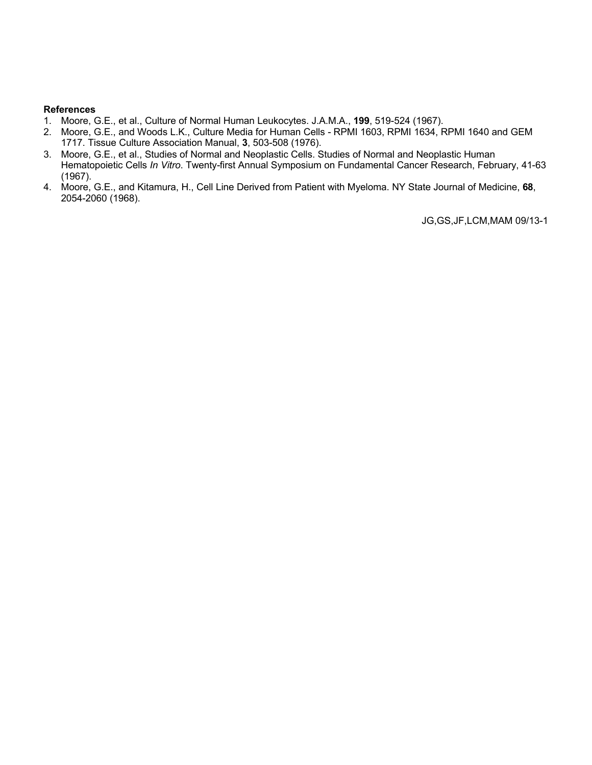**References**

1. Moore, G.E., et al., Culture of Normal Human Leukocytes. J.A.M.A., **199**, 519-524 (1967).
2. Moore, G.E., and Woods L.K., Culture Media for Human Cells - RPMI 1603, RPMI 1634, RPMI 1640 and GEM 1717. Tissue Culture Association Manual, **3**, 503-508 (1976).
3. Moore, G.E., et al., Studies of Normal and Neoplastic Cells. Studies of Normal and Neoplastic Human Hematopoietic Cells *In Vitro*. Twenty-first Annual Symposium on Fundamental Cancer Research, February, 41-63 (1967).
4. Moore, G.E., and Kitamura, H., Cell Line Derived from Patient with Myeloma. NY State Journal of Medicine, **68**, 2054-2060 (1968).

JG,GS,JF,LCM,MAM 09/13-1